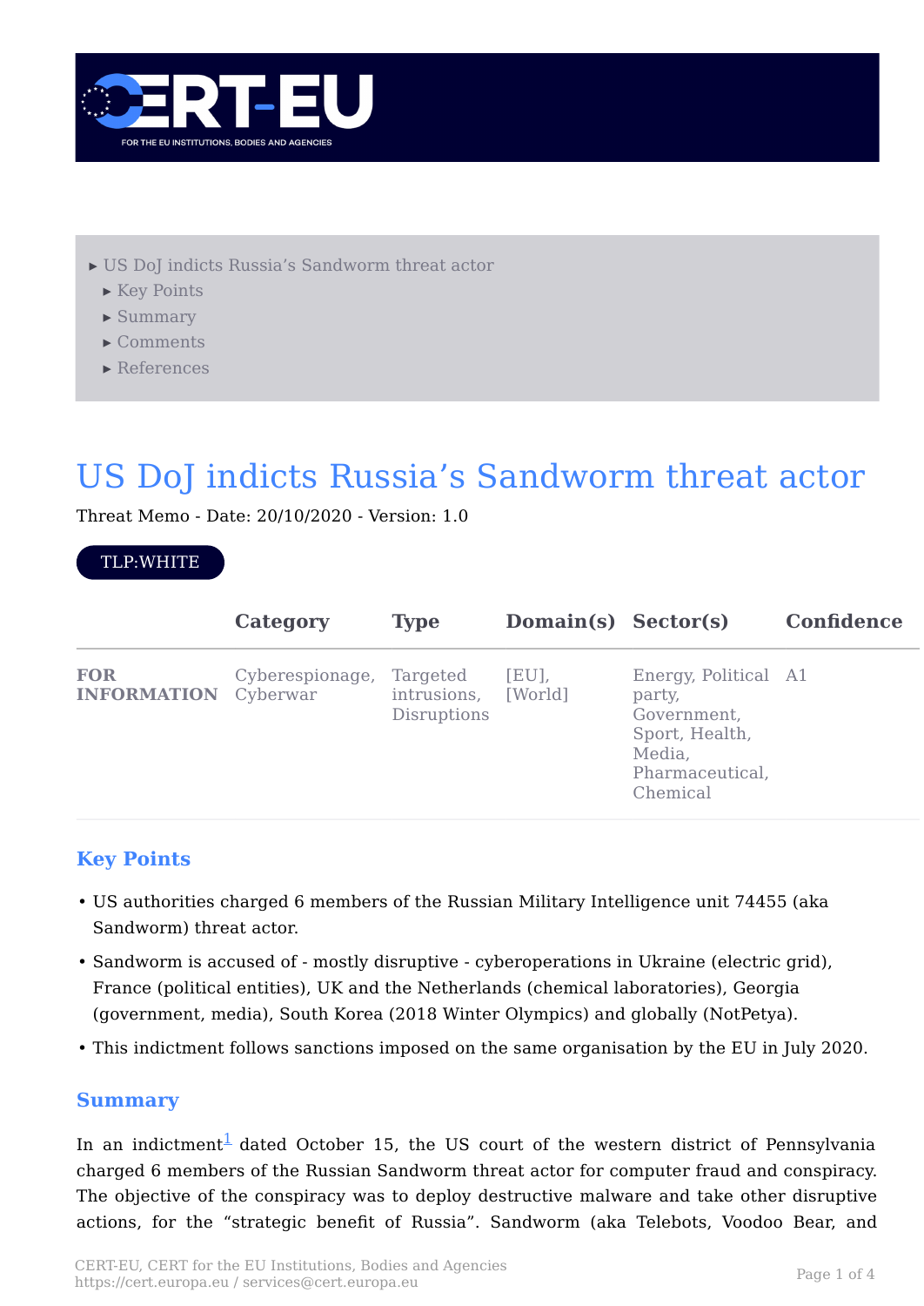- US DoJ indicts Russia's Sandworm threat actor
  - Key Points
  - Summary
  - Comments
  - References

# US DoJ indicts Russia's Sandworm threat actor

Threat Memo - Date: 20/10/2020 - Version: 1.0

TLP:WHITE

| | Category | Type | Domain(s) | Sector(s) | Confidence |
|---|---|---|---|---|---|
| **FOR INFORMATION** | Cyberespionage, Cyberwar | Targeted intrusions, Disruptions | [EU], [World] | Energy, Political party, Government, Sport, Health, Media, Pharmaceutical, Chemical | A1 |

## Key Points

- US authorities charged 6 members of the Russian Military Intelligence unit 74455 (aka Sandworm) threat actor.
- Sandworm is accused of - mostly disruptive - cyberoperations in Ukraine (electric grid), France (political entities), UK and the Netherlands (chemical laboratories), Georgia (government, media), South Korea (2018 Winter Olympics) and globally (NotPetya).
- This indictment follows sanctions imposed on the same organisation by the EU in July 2020.

## Summary

In an indictment[1] dated October 15, the US court of the western district of Pennsylvania charged 6 members of the Russian Sandworm threat actor for computer fraud and conspiracy. The objective of the conspiracy was to deploy destructive malware and take other disruptive actions, for the "strategic benefit of Russia". Sandworm (aka Telebots, Voodoo Bear, and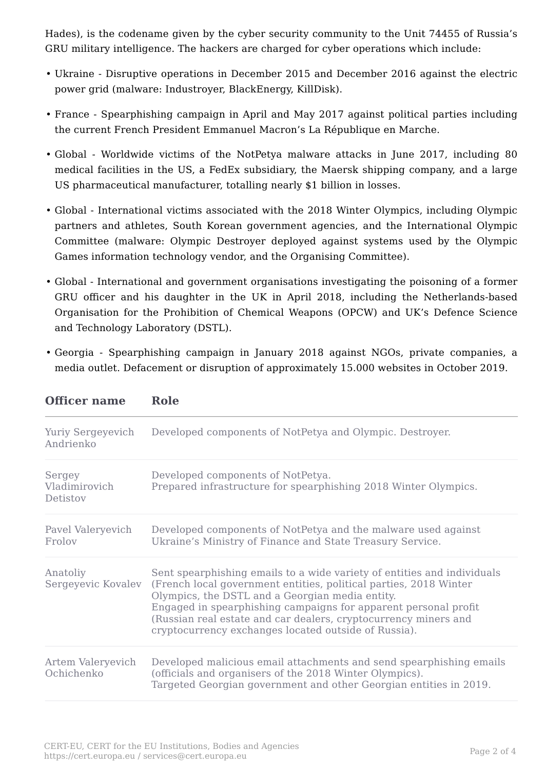Hades), is the codename given by the cyber security community to the Unit 74455 of Russia's GRU military intelligence. The hackers are charged for cyber operations which include:

- Ukraine - Disruptive operations in December 2015 and December 2016 against the electric power grid (malware: Industroyer, BlackEnergy, KillDisk).
- France - Spearphishing campaign in April and May 2017 against political parties including the current French President Emmanuel Macron's La République en Marche.
- Global - Worldwide victims of the NotPetya malware attacks in June 2017, including 80 medical facilities in the US, a FedEx subsidiary, the Maersk shipping company, and a large US pharmaceutical manufacturer, totalling nearly $1 billion in losses.
- Global - International victims associated with the 2018 Winter Olympics, including Olympic partners and athletes, South Korean government agencies, and the International Olympic Committee (malware: Olympic Destroyer deployed against systems used by the Olympic Games information technology vendor, and the Organising Committee).
- Global - International and government organisations investigating the poisoning of a former GRU officer and his daughter in the UK in April 2018, including the Netherlands-based Organisation for the Prohibition of Chemical Weapons (OPCW) and UK's Defence Science and Technology Laboratory (DSTL).
- Georgia - Spearphishing campaign in January 2018 against NGOs, private companies, a media outlet. Defacement or disruption of approximately 15.000 websites in October 2019.

| Officer name | Role |
|---|---|
| Yuriy Sergeyevich Andrienko | Developed components of NotPetya and Olympic. Destroyer. |
| Sergey Vladimirovich Detistov | Developed components of NotPetya.<br>Prepared infrastructure for spearphishing 2018 Winter Olympics. |
| Pavel Valeryevich Frolov | Developed components of NotPetya and the malware used against Ukraine's Ministry of Finance and State Treasury Service. |
| Anatoliy Sergeyevic Kovalev | Sent spearphishing emails to a wide variety of entities and individuals (French local government entities, political parties, 2018 Winter Olympics, the DSTL and a Georgian media entity.<br>Engaged in spearphishing campaigns for apparent personal profit (Russian real estate and car dealers, cryptocurrency miners and cryptocurrency exchanges located outside of Russia). |
| Artem Valeryevich Ochichenko | Developed malicious email attachments and send spearphishing emails (officials and organisers of the 2018 Winter Olympics).<br>Targeted Georgian government and other Georgian entities in 2019. |

CERT-EU, CERT for the EU Institutions, Bodies and Agencies
https://cert.europa.eu / services@cert.europa.eu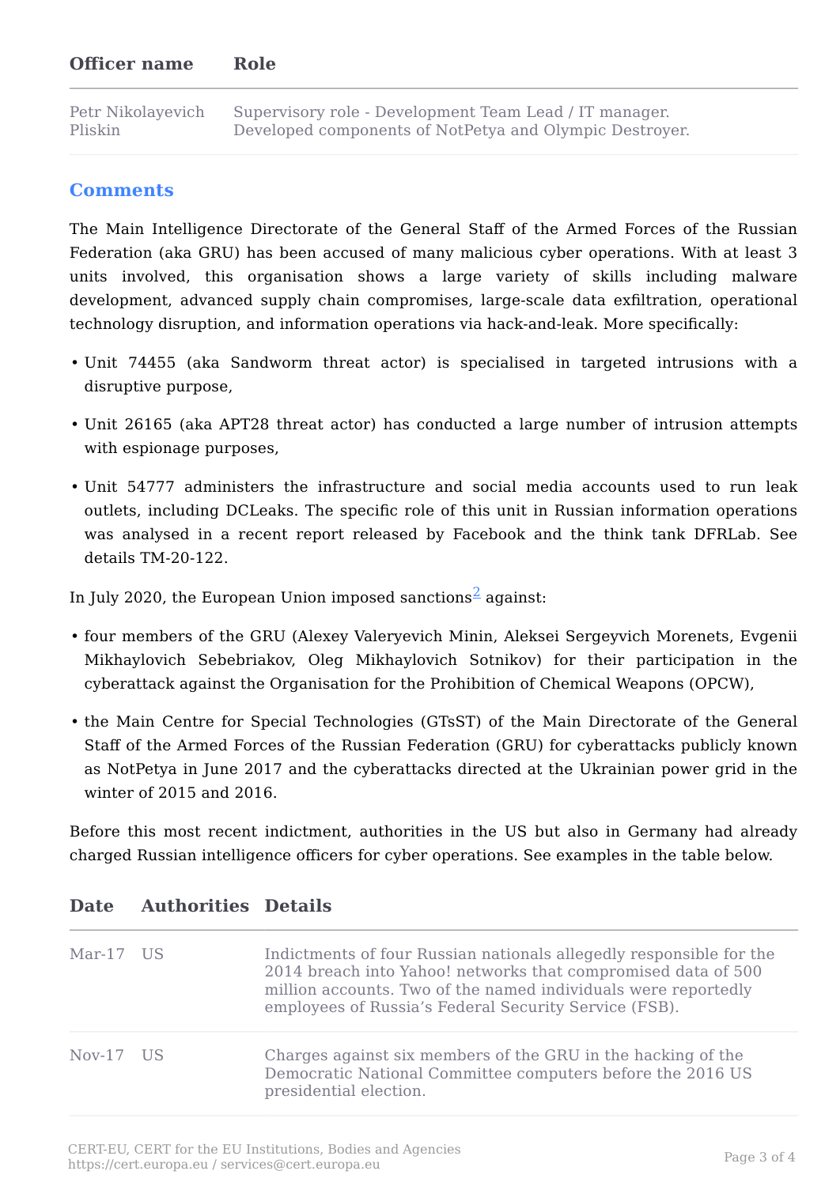| Officer name | Role |
|---|---|
| Petr Nikolayevich Pliskin | Supervisory role - Development Team Lead / IT manager. Developed components of NotPetya and Olympic Destroyer. |

## Comments

The Main Intelligence Directorate of the General Staff of the Armed Forces of the Russian Federation (aka GRU) has been accused of many malicious cyber operations. With at least 3 units involved, this organisation shows a large variety of skills including malware development, advanced supply chain compromises, large-scale data exfiltration, operational technology disruption, and information operations via hack-and-leak. More specifically:

- Unit 74455 (aka Sandworm threat actor) is specialised in targeted intrusions with a disruptive purpose,
- Unit 26165 (aka APT28 threat actor) has conducted a large number of intrusion attempts with espionage purposes,
- Unit 54777 administers the infrastructure and social media accounts used to run leak outlets, including DCLeaks. The specific role of this unit in Russian information operations was analysed in a recent report released by Facebook and the think tank DFRLab. See details TM-20-122.

In July 2020, the European Union imposed sanctions[2] against:

- four members of the GRU (Alexey Valeryevich Minin, Aleksei Sergeyvich Morenets, Evgenii Mikhaylovich Sebebriakov, Oleg Mikhaylovich Sotnikov) for their participation in the cyberattack against the Organisation for the Prohibition of Chemical Weapons (OPCW),
- the Main Centre for Special Technologies (GTsST) of the Main Directorate of the General Staff of the Armed Forces of the Russian Federation (GRU) for cyberattacks publicly known as NotPetya in June 2017 and the cyberattacks directed at the Ukrainian power grid in the winter of 2015 and 2016.

Before this most recent indictment, authorities in the US but also in Germany had already charged Russian intelligence officers for cyber operations. See examples in the table below.

| Date | Authorities | Details |
|---|---|---|
| Mar-17 | US | Indictments of four Russian nationals allegedly responsible for the 2014 breach into Yahoo! networks that compromised data of 500 million accounts. Two of the named individuals were reportedly employees of Russia's Federal Security Service (FSB). |
| Nov-17 | US | Charges against six members of the GRU in the hacking of the Democratic National Committee computers before the 2016 US presidential election. |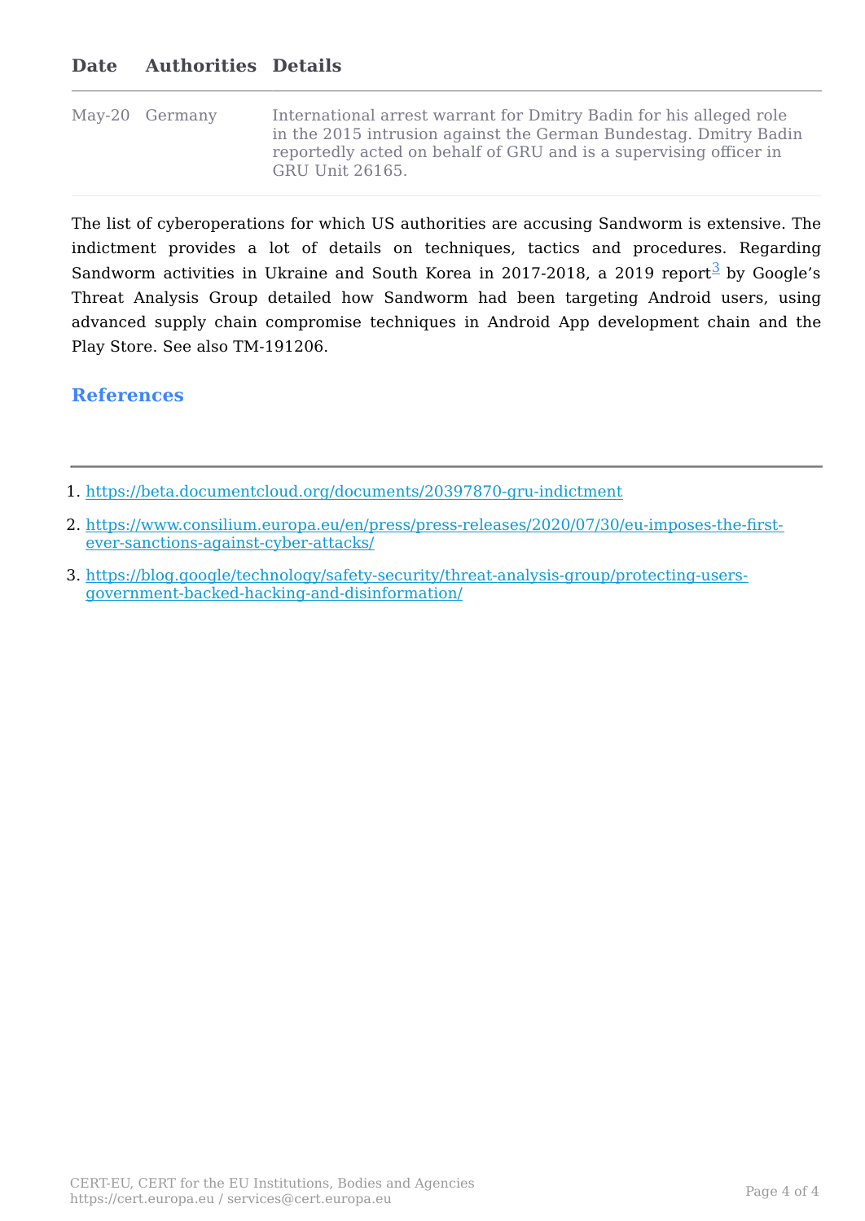| Date | Authorities | Details |
|---|---|---|
| May-20 | Germany | International arrest warrant for Dmitry Badin for his alleged role in the 2015 intrusion against the German Bundestag. Dmitry Badin reportedly acted on behalf of GRU and is a supervising officer in GRU Unit 26165. |

The list of cyberoperations for which US authorities are accusing Sandworm is extensive. The indictment provides a lot of details on techniques, tactics and procedures. Regarding Sandworm activities in Ukraine and South Korea in 2017-2018, a 2019 report[3] by Google's Threat Analysis Group detailed how Sandworm had been targeting Android users, using advanced supply chain compromise techniques in Android App development chain and the Play Store. See also TM-191206.

## References

1. https://beta.documentcloud.org/documents/20397870-gru-indictment
2. https://www.consilium.europa.eu/en/press/press-releases/2020/07/30/eu-imposes-the-first-ever-sanctions-against-cyber-attacks/
3. https://blog.google/technology/safety-security/threat-analysis-group/protecting-users-government-backed-hacking-and-disinformation/

CERT-EU, CERT for the EU Institutions, Bodies and Agencies
https://cert.europa.eu / services@cert.europa.eu